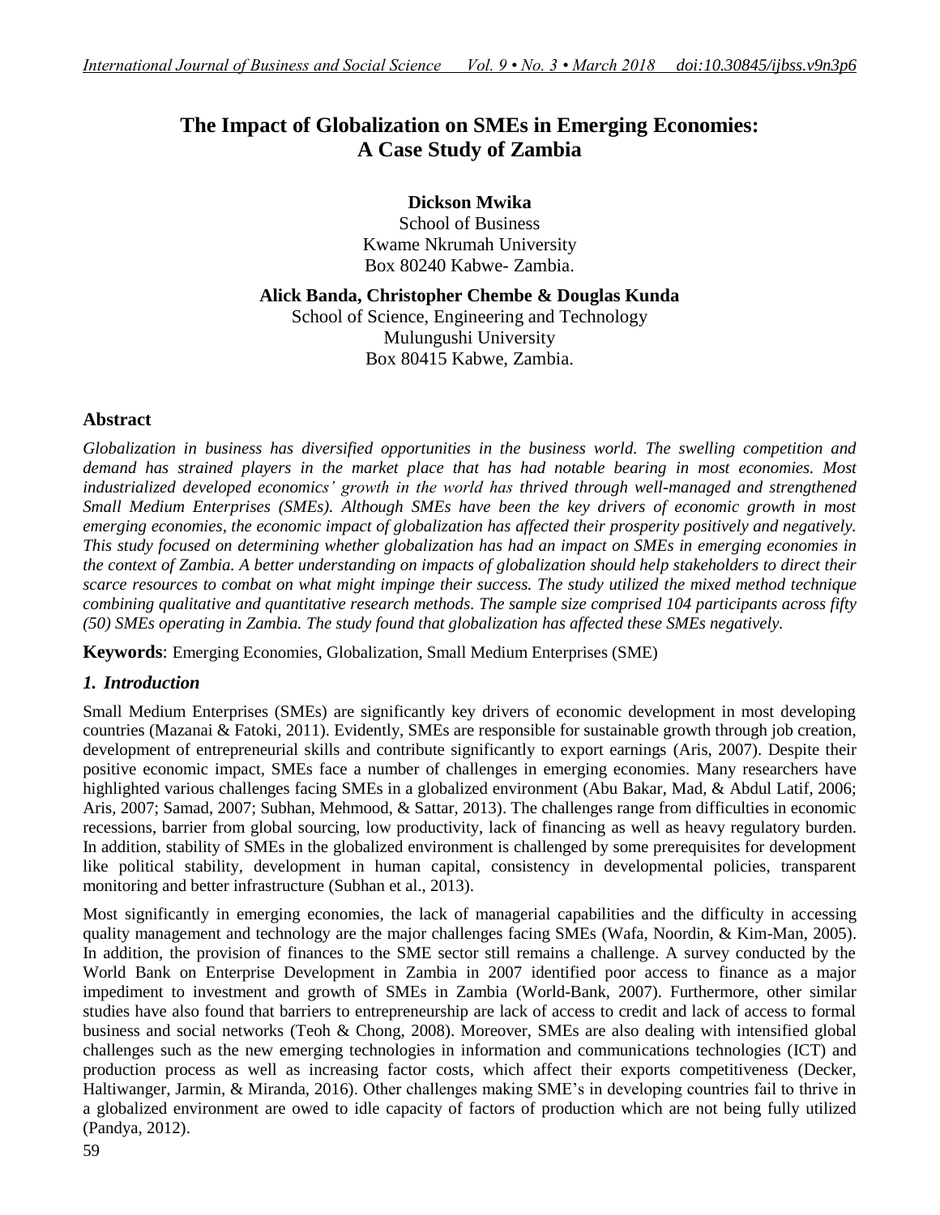# The Impact of Globalization on SMEs in Emerging Economies: A Case Study of Zambia

**Dickson Mwika**
School of Business
Kwame Nkrumah University
Box 80240 Kabwe- Zambia.

**Alick Banda, Christopher Chembe & Douglas Kunda**
School of Science, Engineering and Technology
Mulungushi University
Box 80415 Kabwe, Zambia.

## Abstract

*Globalization in business has diversified opportunities in the business world. The swelling competition and demand has strained players in the market place that has had notable bearing in most economies. Most industrialized developed economics' growth in the world has thrived through well-managed and strengthened Small Medium Enterprises (SMEs). Although SMEs have been the key drivers of economic growth in most emerging economies, the economic impact of globalization has affected their prosperity positively and negatively. This study focused on determining whether globalization has had an impact on SMEs in emerging economies in the context of Zambia. A better understanding on impacts of globalization should help stakeholders to direct their scarce resources to combat on what might impinge their success. The study utilized the mixed method technique combining qualitative and quantitative research methods. The sample size comprised 104 participants across fifty (50) SMEs operating in Zambia. The study found that globalization has affected these SMEs negatively.*

**Keywords**: Emerging Economies, Globalization, Small Medium Enterprises (SME)

## 1. Introduction

Small Medium Enterprises (SMEs) are significantly key drivers of economic development in most developing countries (Mazanai & Fatoki, 2011). Evidently, SMEs are responsible for sustainable growth through job creation, development of entrepreneurial skills and contribute significantly to export earnings (Aris, 2007). Despite their positive economic impact, SMEs face a number of challenges in emerging economies. Many researchers have highlighted various challenges facing SMEs in a globalized environment (Abu Bakar, Mad, & Abdul Latif, 2006; Aris, 2007; Samad, 2007; Subhan, Mehmood, & Sattar, 2013). The challenges range from difficulties in economic recessions, barrier from global sourcing, low productivity, lack of financing as well as heavy regulatory burden. In addition, stability of SMEs in the globalized environment is challenged by some prerequisites for development like political stability, development in human capital, consistency in developmental policies, transparent monitoring and better infrastructure (Subhan et al., 2013).

Most significantly in emerging economies, the lack of managerial capabilities and the difficulty in accessing quality management and technology are the major challenges facing SMEs (Wafa, Noordin, & Kim-Man, 2005). In addition, the provision of finances to the SME sector still remains a challenge. A survey conducted by the World Bank on Enterprise Development in Zambia in 2007 identified poor access to finance as a major impediment to investment and growth of SMEs in Zambia (World-Bank, 2007). Furthermore, other similar studies have also found that barriers to entrepreneurship are lack of access to credit and lack of access to formal business and social networks (Teoh & Chong, 2008). Moreover, SMEs are also dealing with intensified global challenges such as the new emerging technologies in information and communications technologies (ICT) and production process as well as increasing factor costs, which affect their exports competitiveness (Decker, Haltiwanger, Jarmin, & Miranda, 2016). Other challenges making SME's in developing countries fail to thrive in a globalized environment are owed to idle capacity of factors of production which are not being fully utilized (Pandya, 2012).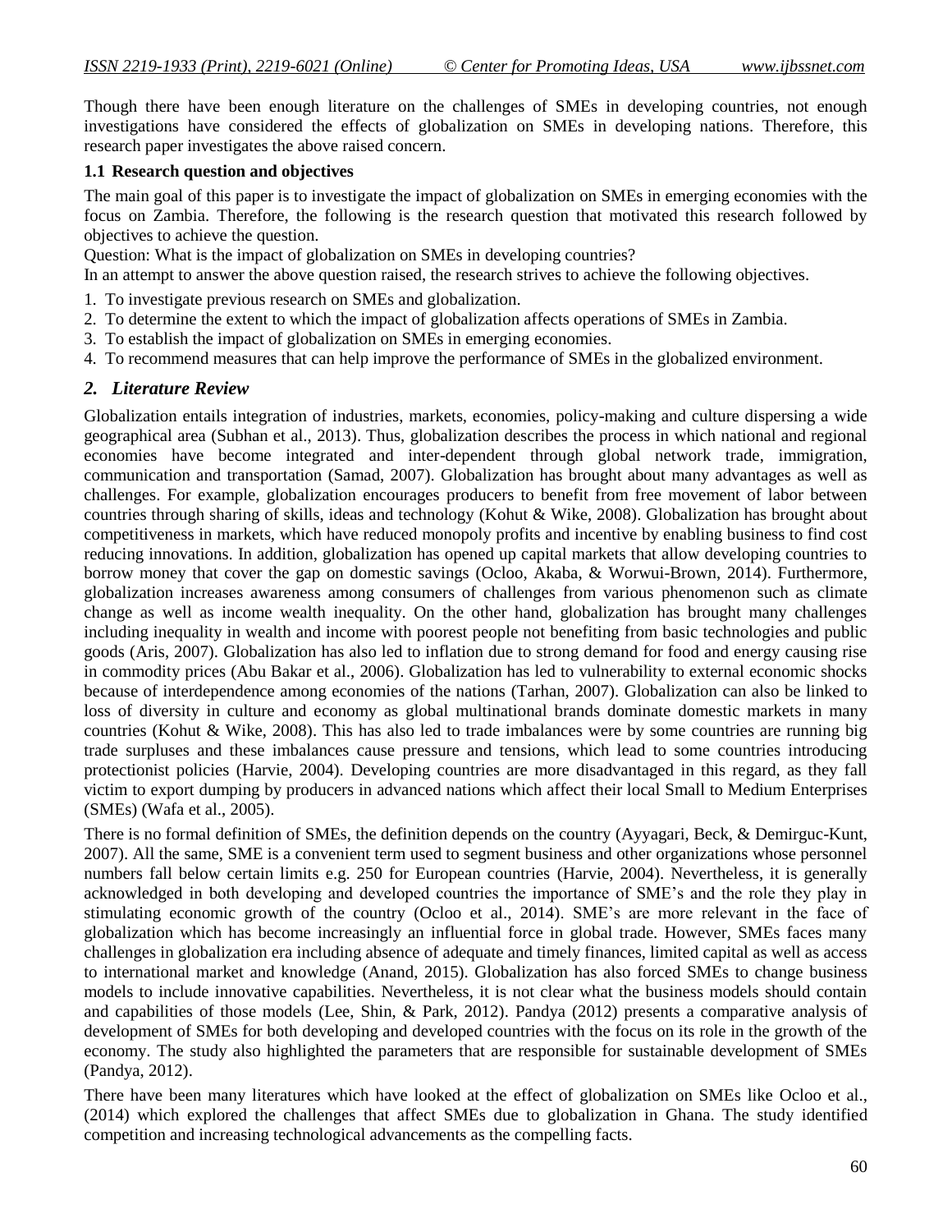Though there have been enough literature on the challenges of SMEs in developing countries, not enough investigations have considered the effects of globalization on SMEs in developing nations. Therefore, this research paper investigates the above raised concern.

### 1.1 Research question and objectives

The main goal of this paper is to investigate the impact of globalization on SMEs in emerging economies with the focus on Zambia. Therefore, the following is the research question that motivated this research followed by objectives to achieve the question.

Question: What is the impact of globalization on SMEs in developing countries?

In an attempt to answer the above question raised, the research strives to achieve the following objectives.

1. To investigate previous research on SMEs and globalization.
2. To determine the extent to which the impact of globalization affects operations of SMEs in Zambia.
3. To establish the impact of globalization on SMEs in emerging economies.
4. To recommend measures that can help improve the performance of SMEs in the globalized environment.

## *2. Literature Review*

Globalization entails integration of industries, markets, economies, policy-making and culture dispersing a wide geographical area (Subhan et al., 2013). Thus, globalization describes the process in which national and regional economies have become integrated and inter-dependent through global network trade, immigration, communication and transportation (Samad, 2007). Globalization has brought about many advantages as well as challenges. For example, globalization encourages producers to benefit from free movement of labor between countries through sharing of skills, ideas and technology (Kohut & Wike, 2008). Globalization has brought about competitiveness in markets, which have reduced monopoly profits and incentive by enabling business to find cost reducing innovations. In addition, globalization has opened up capital markets that allow developing countries to borrow money that cover the gap on domestic savings (Ocloo, Akaba, & Worwui-Brown, 2014). Furthermore, globalization increases awareness among consumers of challenges from various phenomenon such as climate change as well as income wealth inequality. On the other hand, globalization has brought many challenges including inequality in wealth and income with poorest people not benefiting from basic technologies and public goods (Aris, 2007). Globalization has also led to inflation due to strong demand for food and energy causing rise in commodity prices (Abu Bakar et al., 2006). Globalization has led to vulnerability to external economic shocks because of interdependence among economies of the nations (Tarhan, 2007). Globalization can also be linked to loss of diversity in culture and economy as global multinational brands dominate domestic markets in many countries (Kohut & Wike, 2008). This has also led to trade imbalances were by some countries are running big trade surpluses and these imbalances cause pressure and tensions, which lead to some countries introducing protectionist policies (Harvie, 2004). Developing countries are more disadvantaged in this regard, as they fall victim to export dumping by producers in advanced nations which affect their local Small to Medium Enterprises (SMEs) (Wafa et al., 2005).

There is no formal definition of SMEs, the definition depends on the country (Ayyagari, Beck, & Demirguc-Kunt, 2007). All the same, SME is a convenient term used to segment business and other organizations whose personnel numbers fall below certain limits e.g. 250 for European countries (Harvie, 2004). Nevertheless, it is generally acknowledged in both developing and developed countries the importance of SME's and the role they play in stimulating economic growth of the country (Ocloo et al., 2014). SME's are more relevant in the face of globalization which has become increasingly an influential force in global trade. However, SMEs faces many challenges in globalization era including absence of adequate and timely finances, limited capital as well as access to international market and knowledge (Anand, 2015). Globalization has also forced SMEs to change business models to include innovative capabilities. Nevertheless, it is not clear what the business models should contain and capabilities of those models (Lee, Shin, & Park, 2012). Pandya (2012) presents a comparative analysis of development of SMEs for both developing and developed countries with the focus on its role in the growth of the economy. The study also highlighted the parameters that are responsible for sustainable development of SMEs (Pandya, 2012).

There have been many literatures which have looked at the effect of globalization on SMEs like Ocloo et al., (2014) which explored the challenges that affect SMEs due to globalization in Ghana. The study identified competition and increasing technological advancements as the compelling facts.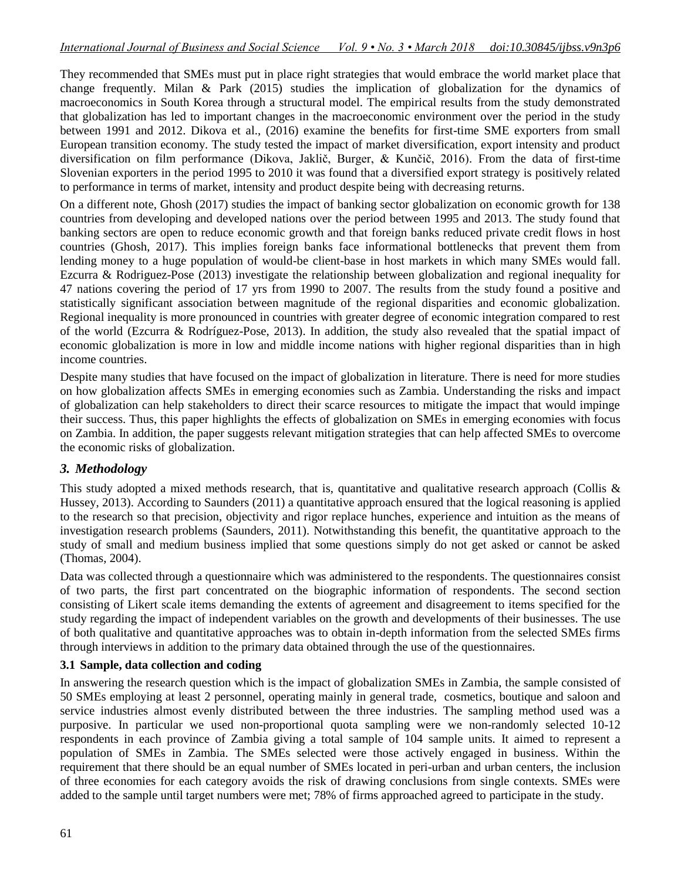They recommended that SMEs must put in place right strategies that would embrace the world market place that change frequently. Milan & Park (2015) studies the implication of globalization for the dynamics of macroeconomics in South Korea through a structural model. The empirical results from the study demonstrated that globalization has led to important changes in the macroeconomic environment over the period in the study between 1991 and 2012. Dikova et al., (2016) examine the benefits for first-time SME exporters from small European transition economy. The study tested the impact of market diversification, export intensity and product diversification on film performance (Dikova, Jaklič, Burger, & Kunčič, 2016). From the data of first-time Slovenian exporters in the period 1995 to 2010 it was found that a diversified export strategy is positively related to performance in terms of market, intensity and product despite being with decreasing returns.

On a different note, Ghosh (2017) studies the impact of banking sector globalization on economic growth for 138 countries from developing and developed nations over the period between 1995 and 2013. The study found that banking sectors are open to reduce economic growth and that foreign banks reduced private credit flows in host countries (Ghosh, 2017). This implies foreign banks face informational bottlenecks that prevent them from lending money to a huge population of would-be client-base in host markets in which many SMEs would fall. Ezcurra & Rodriguez-Pose (2013) investigate the relationship between globalization and regional inequality for 47 nations covering the period of 17 yrs from 1990 to 2007. The results from the study found a positive and statistically significant association between magnitude of the regional disparities and economic globalization. Regional inequality is more pronounced in countries with greater degree of economic integration compared to rest of the world (Ezcurra & Rodríguez-Pose, 2013). In addition, the study also revealed that the spatial impact of economic globalization is more in low and middle income nations with higher regional disparities than in high income countries.

Despite many studies that have focused on the impact of globalization in literature. There is need for more studies on how globalization affects SMEs in emerging economies such as Zambia. Understanding the risks and impact of globalization can help stakeholders to direct their scarce resources to mitigate the impact that would impinge their success. Thus, this paper highlights the effects of globalization on SMEs in emerging economies with focus on Zambia. In addition, the paper suggests relevant mitigation strategies that can help affected SMEs to overcome the economic risks of globalization.

## 3. Methodology

This study adopted a mixed methods research, that is, quantitative and qualitative research approach (Collis & Hussey, 2013). According to Saunders (2011) a quantitative approach ensured that the logical reasoning is applied to the research so that precision, objectivity and rigor replace hunches, experience and intuition as the means of investigation research problems (Saunders, 2011). Notwithstanding this benefit, the quantitative approach to the study of small and medium business implied that some questions simply do not get asked or cannot be asked (Thomas, 2004).

Data was collected through a questionnaire which was administered to the respondents. The questionnaires consist of two parts, the first part concentrated on the biographic information of respondents. The second section consisting of Likert scale items demanding the extents of agreement and disagreement to items specified for the study regarding the impact of independent variables on the growth and developments of their businesses. The use of both qualitative and quantitative approaches was to obtain in-depth information from the selected SMEs firms through interviews in addition to the primary data obtained through the use of the questionnaires.

### 3.1 Sample, data collection and coding

In answering the research question which is the impact of globalization SMEs in Zambia, the sample consisted of 50 SMEs employing at least 2 personnel, operating mainly in general trade, cosmetics, boutique and saloon and service industries almost evenly distributed between the three industries. The sampling method used was a purposive. In particular we used non-proportional quota sampling were we non-randomly selected 10-12 respondents in each province of Zambia giving a total sample of 104 sample units. It aimed to represent a population of SMEs in Zambia. The SMEs selected were those actively engaged in business. Within the requirement that there should be an equal number of SMEs located in peri-urban and urban centers, the inclusion of three economies for each category avoids the risk of drawing conclusions from single contexts. SMEs were added to the sample until target numbers were met; 78% of firms approached agreed to participate in the study.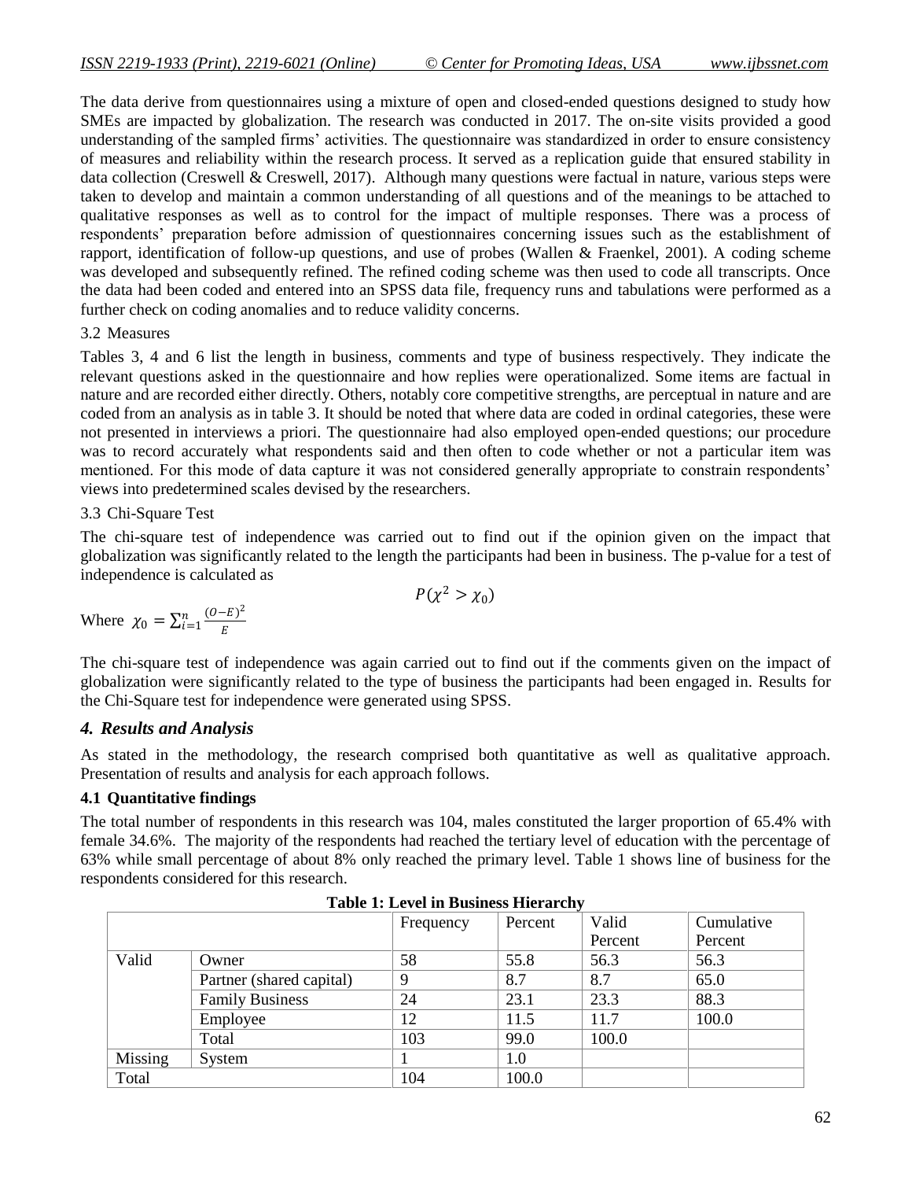The data derive from questionnaires using a mixture of open and closed-ended questions designed to study how SMEs are impacted by globalization. The research was conducted in 2017. The on-site visits provided a good understanding of the sampled firms' activities. The questionnaire was standardized in order to ensure consistency of measures and reliability within the research process. It served as a replication guide that ensured stability in data collection (Creswell & Creswell, 2017). Although many questions were factual in nature, various steps were taken to develop and maintain a common understanding of all questions and of the meanings to be attached to qualitative responses as well as to control for the impact of multiple responses. There was a process of respondents' preparation before admission of questionnaires concerning issues such as the establishment of rapport, identification of follow-up questions, and use of probes (Wallen & Fraenkel, 2001). A coding scheme was developed and subsequently refined. The refined coding scheme was then used to code all transcripts. Once the data had been coded and entered into an SPSS data file, frequency runs and tabulations were performed as a further check on coding anomalies and to reduce validity concerns.

3.2 Measures

Tables 3, 4 and 6 list the length in business, comments and type of business respectively. They indicate the relevant questions asked in the questionnaire and how replies were operationalized. Some items are factual in nature and are recorded either directly. Others, notably core competitive strengths, are perceptual in nature and are coded from an analysis as in table 3. It should be noted that where data are coded in ordinal categories, these were not presented in interviews a priori. The questionnaire had also employed open-ended questions; our procedure was to record accurately what respondents said and then often to code whether or not a particular item was mentioned. For this mode of data capture it was not considered generally appropriate to constrain respondents' views into predetermined scales devised by the researchers.

3.3 Chi-Square Test

The chi-square test of independence was carried out to find out if the opinion given on the impact that globalization was significantly related to the length the participants had been in business. The p-value for a test of independence is calculated as

$$P(\chi^2 > \chi_0)$$

Where $\chi_0 = \sum_{i=1}^{n} \frac{(O-E)^2}{E}$

The chi-square test of independence was again carried out to find out if the comments given on the impact of globalization were significantly related to the type of business the participants had been engaged in. Results for the Chi-Square test for independence were generated using SPSS.

## *4. Results and Analysis*

As stated in the methodology, the research comprised both quantitative as well as qualitative approach. Presentation of results and analysis for each approach follows.

### 4.1 Quantitative findings

The total number of respondents in this research was 104, males constituted the larger proportion of 65.4% with female 34.6%. The majority of the respondents had reached the tertiary level of education with the percentage of 63% while small percentage of about 8% only reached the primary level. Table 1 shows line of business for the respondents considered for this research.

**Table 1: Level in Business Hierarchy**

| | | Frequency | Percent | Valid Percent | Cumulative Percent |
|---|---|---|---|---|---|
| Valid | Owner | 58 | 55.8 | 56.3 | 56.3 |
| | Partner (shared capital) | 9 | 8.7 | 8.7 | 65.0 |
| | Family Business | 24 | 23.1 | 23.3 | 88.3 |
| | Employee | 12 | 11.5 | 11.7 | 100.0 |
| | Total | 103 | 99.0 | 100.0 | |
| Missing | System | 1 | 1.0 | | |
| Total | | 104 | 100.0 | | |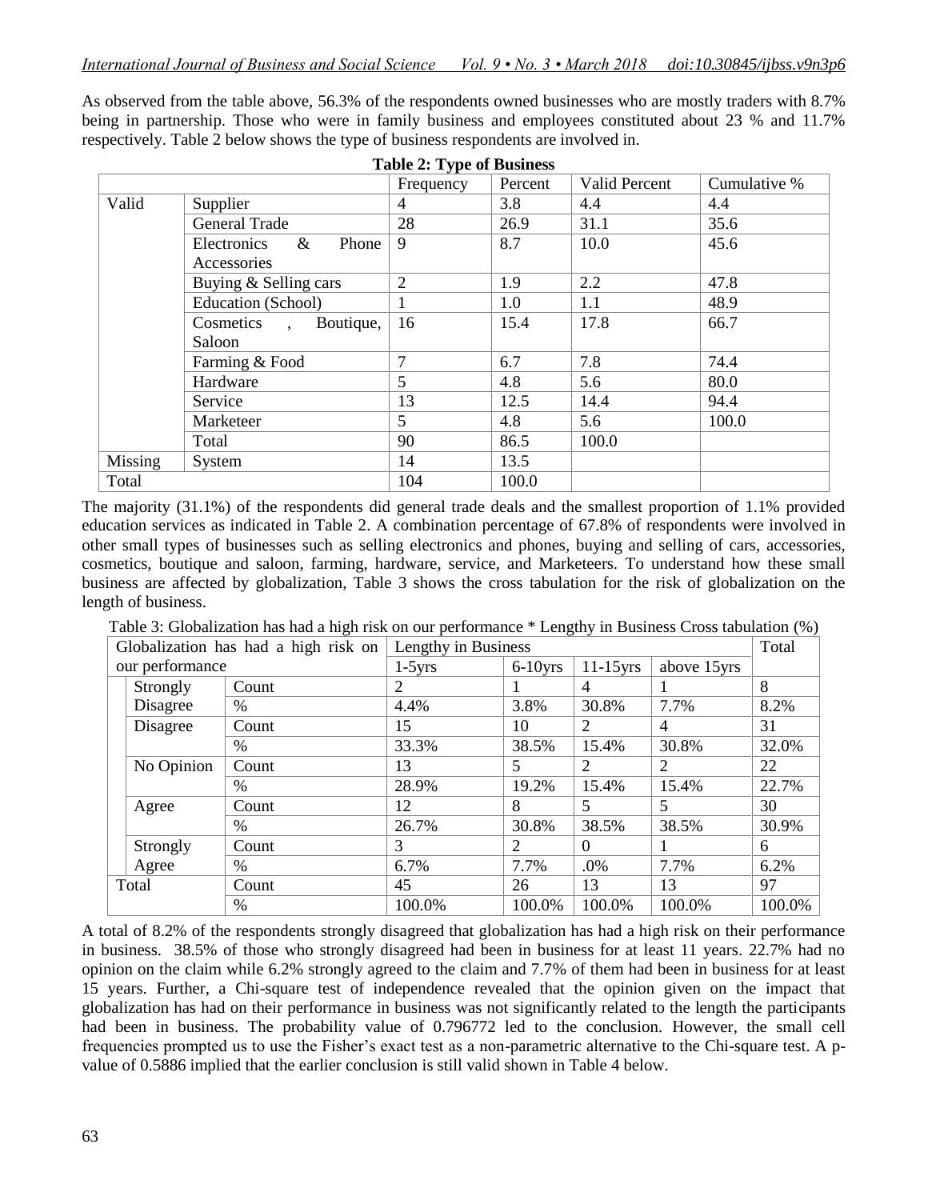As observed from the table above, 56.3% of the respondents owned businesses who are mostly traders with 8.7% being in partnership. Those who were in family business and employees constituted about 23 % and 11.7% respectively. Table 2 below shows the type of business respondents are involved in.

**Table 2: Type of Business**

| | | Frequency | Percent | Valid Percent | Cumulative % |
|---|---|---|---|---|---|
| Valid | Supplier | 4 | 3.8 | 4.4 | 4.4 |
| | General Trade | 28 | 26.9 | 31.1 | 35.6 |
| | Electronics & Phone Accessories | 9 | 8.7 | 10.0 | 45.6 |
| | Buying & Selling cars | 2 | 1.9 | 2.2 | 47.8 |
| | Education (School) | 1 | 1.0 | 1.1 | 48.9 |
| | Cosmetics , Boutique, Saloon | 16 | 15.4 | 17.8 | 66.7 |
| | Farming & Food | 7 | 6.7 | 7.8 | 74.4 |
| | Hardware | 5 | 4.8 | 5.6 | 80.0 |
| | Service | 13 | 12.5 | 14.4 | 94.4 |
| | Marketeer | 5 | 4.8 | 5.6 | 100.0 |
| | Total | 90 | 86.5 | 100.0 | |
| Missing | System | 14 | 13.5 | | |
| Total | | 104 | 100.0 | | |

The majority (31.1%) of the respondents did general trade deals and the smallest proportion of 1.1% provided education services as indicated in Table 2. A combination percentage of 67.8% of respondents were involved in other small types of businesses such as selling electronics and phones, buying and selling of cars, accessories, cosmetics, boutique and saloon, farming, hardware, service, and Marketeers. To understand how these small business are affected by globalization, Table 3 shows the cross tabulation for the risk of globalization on the length of business.

Table 3: Globalization has had a high risk on our performance * Lengthy in Business Cross tabulation (%)

| Globalization has had a high risk on our performance | | Lengthy in Business | | | | Total |
|---|---|---|---|---|---|---|
| | | 1-5yrs | 6-10yrs | 11-15yrs | above 15yrs | |
| Strongly Disagree | Count | 2 | 1 | 4 | 1 | 8 |
| | % | 4.4% | 3.8% | 30.8% | 7.7% | 8.2% |
| Disagree | Count | 15 | 10 | 2 | 4 | 31 |
| | % | 33.3% | 38.5% | 15.4% | 30.8% | 32.0% |
| No Opinion | Count | 13 | 5 | 2 | 2 | 22 |
| | % | 28.9% | 19.2% | 15.4% | 15.4% | 22.7% |
| Agree | Count | 12 | 8 | 5 | 5 | 30 |
| | % | 26.7% | 30.8% | 38.5% | 38.5% | 30.9% |
| Strongly Agree | Count | 3 | 2 | 0 | 1 | 6 |
| | % | 6.7% | 7.7% | .0% | 7.7% | 6.2% |
| Total | Count | 45 | 26 | 13 | 13 | 97 |
| | % | 100.0% | 100.0% | 100.0% | 100.0% | 100.0% |

A total of 8.2% of the respondents strongly disagreed that globalization has had a high risk on their performance in business. 38.5% of those who strongly disagreed had been in business for at least 11 years. 22.7% had no opinion on the claim while 6.2% strongly agreed to the claim and 7.7% of them had been in business for at least 15 years. Further, a Chi-square test of independence revealed that the opinion given on the impact that globalization has had on their performance in business was not significantly related to the length the participants had been in business. The probability value of 0.796772 led to the conclusion. However, the small cell frequencies prompted us to use the Fisher's exact test as a non-parametric alternative to the Chi-square test. A p-value of 0.5886 implied that the earlier conclusion is still valid shown in Table 4 below.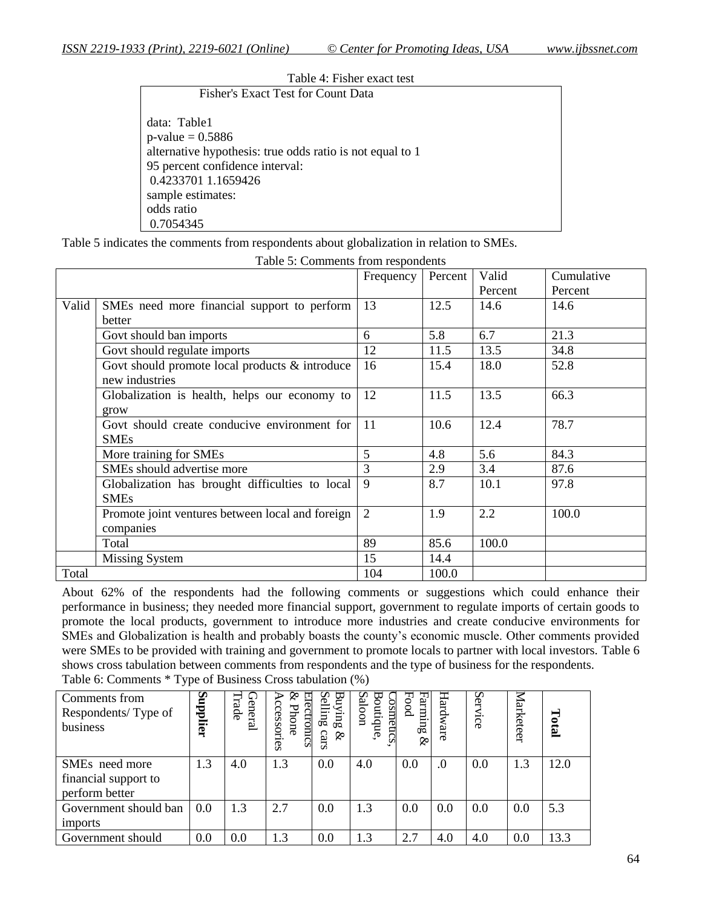Table 4: Fisher exact test

```
Fisher's Exact Test for Count Data

data:  Table1
p-value = 0.5886
alternative hypothesis: true odds ratio is not equal to 1
95 percent confidence interval:
 0.4233701 1.1659426
sample estimates:
odds ratio
 0.7054345
```

Table 5 indicates the comments from respondents about globalization in relation to SMEs.

Table 5: Comments from respondents

| | | Frequency | Percent | Valid Percent | Cumulative Percent |
|---|---|---|---|---|---|
| Valid | SMEs need more financial support to perform better | 13 | 12.5 | 14.6 | 14.6 |
| | Govt should ban imports | 6 | 5.8 | 6.7 | 21.3 |
| | Govt should regulate imports | 12 | 11.5 | 13.5 | 34.8 |
| | Govt should promote local products & introduce new industries | 16 | 15.4 | 18.0 | 52.8 |
| | Globalization is health, helps our economy to grow | 12 | 11.5 | 13.5 | 66.3 |
| | Govt should create conducive environment for SMEs | 11 | 10.6 | 12.4 | 78.7 |
| | More training for SMEs | 5 | 4.8 | 5.6 | 84.3 |
| | SMEs should advertise more | 3 | 2.9 | 3.4 | 87.6 |
| | Globalization has brought difficulties to local SMEs | 9 | 8.7 | 10.1 | 97.8 |
| | Promote joint ventures between local and foreign companies | 2 | 1.9 | 2.2 | 100.0 |
| | Total | 89 | 85.6 | 100.0 | |
| | Missing System | 15 | 14.4 | | |
| Total | | 104 | 100.0 | | |

About 62% of the respondents had the following comments or suggestions which could enhance their performance in business; they needed more financial support, government to regulate imports of certain goods to promote the local products, government to introduce more industries and create conducive environments for SMEs and Globalization is health and probably boasts the county's economic muscle. Other comments provided were SMEs to be provided with training and government to promote locals to partner with local investors. Table 6 shows cross tabulation between comments from respondents and the type of business for the respondents.

Table 6: Comments * Type of Business Cross tabulation (%)

| Comments from Respondents/ Type of business | **Supplier** | General Trade | Electronics & Phone Accessories | Buying & Selling cars | Cosmetics, Boutique, Saloon | Farming & Food | Hardware | Service | Marketeer | **Total** |
|---|---|---|---|---|---|---|---|---|---|---|
| SMEs need more financial support to perform better | 1.3 | 4.0 | 1.3 | 0.0 | 4.0 | 0.0 | .0 | 0.0 | 1.3 | 12.0 |
| Government should ban imports | 0.0 | 1.3 | 2.7 | 0.0 | 1.3 | 0.0 | 0.0 | 0.0 | 0.0 | 5.3 |
| Government should | 0.0 | 0.0 | 1.3 | 0.0 | 1.3 | 2.7 | 4.0 | 4.0 | 0.0 | 13.3 |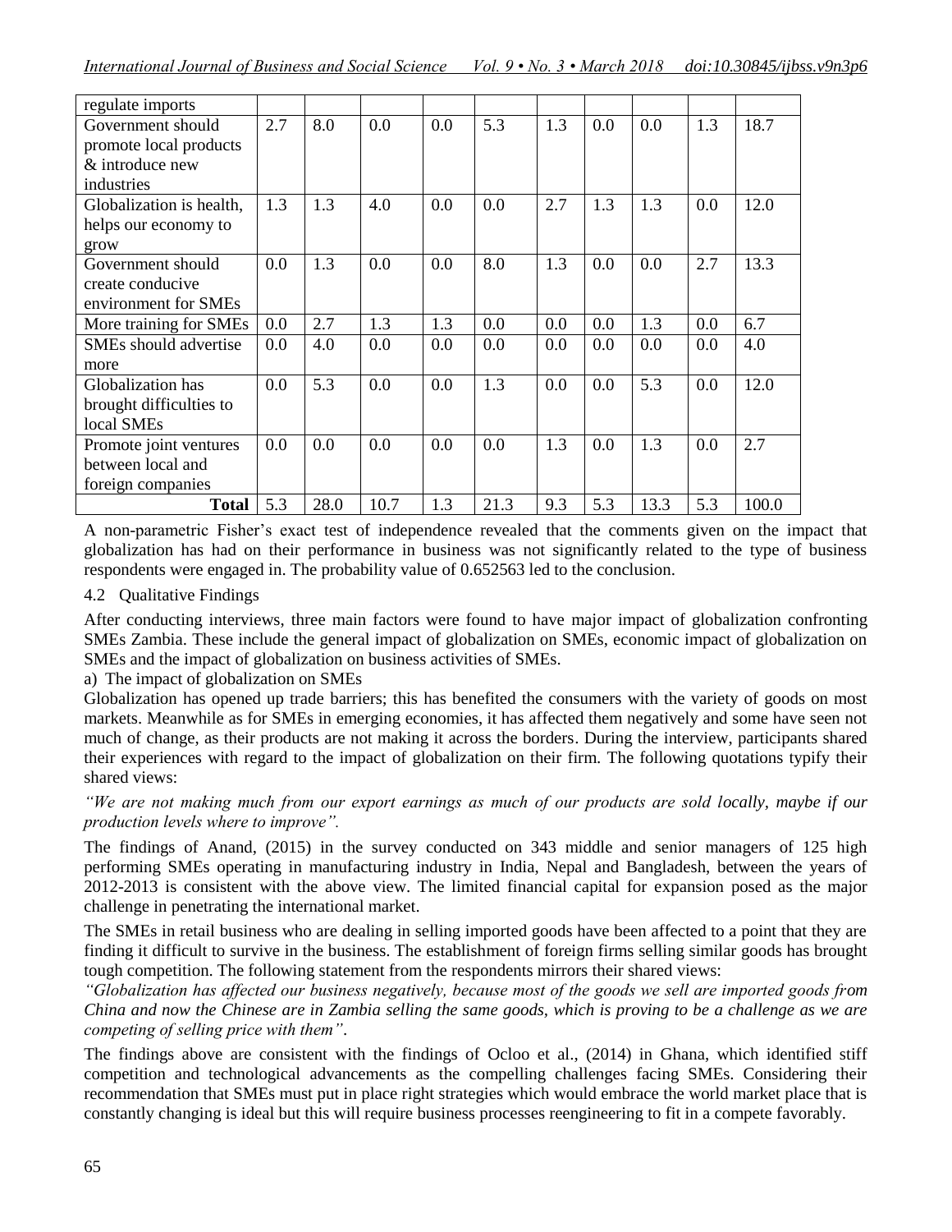| regulate imports | | | | | | | | | | |
|---|---|---|---|---|---|---|---|---|---|---|
| Government should promote local products & introduce new industries | 2.7 | 8.0 | 0.0 | 0.0 | 5.3 | 1.3 | 0.0 | 0.0 | 1.3 | 18.7 |
| Globalization is health, helps our economy to grow | 1.3 | 1.3 | 4.0 | 0.0 | 0.0 | 2.7 | 1.3 | 1.3 | 0.0 | 12.0 |
| Government should create conducive environment for SMEs | 0.0 | 1.3 | 0.0 | 0.0 | 8.0 | 1.3 | 0.0 | 0.0 | 2.7 | 13.3 |
| More training for SMEs | 0.0 | 2.7 | 1.3 | 1.3 | 0.0 | 0.0 | 0.0 | 1.3 | 0.0 | 6.7 |
| SMEs should advertise more | 0.0 | 4.0 | 0.0 | 0.0 | 0.0 | 0.0 | 0.0 | 0.0 | 0.0 | 4.0 |
| Globalization has brought difficulties to local SMEs | 0.0 | 5.3 | 0.0 | 0.0 | 1.3 | 0.0 | 0.0 | 5.3 | 0.0 | 12.0 |
| Promote joint ventures between local and foreign companies | 0.0 | 0.0 | 0.0 | 0.0 | 0.0 | 1.3 | 0.0 | 1.3 | 0.0 | 2.7 |
| **Total** | 5.3 | 28.0 | 10.7 | 1.3 | 21.3 | 9.3 | 5.3 | 13.3 | 5.3 | 100.0 |

A non-parametric Fisher's exact test of independence revealed that the comments given on the impact that globalization has had on their performance in business was not significantly related to the type of business respondents were engaged in. The probability value of 0.652563 led to the conclusion.

### 4.2 Qualitative Findings

After conducting interviews, three main factors were found to have major impact of globalization confronting SMEs Zambia. These include the general impact of globalization on SMEs, economic impact of globalization on SMEs and the impact of globalization on business activities of SMEs.

a) The impact of globalization on SMEs

Globalization has opened up trade barriers; this has benefited the consumers with the variety of goods on most markets. Meanwhile as for SMEs in emerging economies, it has affected them negatively and some have seen not much of change, as their products are not making it across the borders. During the interview, participants shared their experiences with regard to the impact of globalization on their firm. The following quotations typify their shared views:

*"We are not making much from our export earnings as much of our products are sold locally, maybe if our production levels where to improve".*

The findings of Anand, (2015) in the survey conducted on 343 middle and senior managers of 125 high performing SMEs operating in manufacturing industry in India, Nepal and Bangladesh, between the years of 2012-2013 is consistent with the above view. The limited financial capital for expansion posed as the major challenge in penetrating the international market.

The SMEs in retail business who are dealing in selling imported goods have been affected to a point that they are finding it difficult to survive in the business. The establishment of foreign firms selling similar goods has brought tough competition. The following statement from the respondents mirrors their shared views:

*"Globalization has affected our business negatively, because most of the goods we sell are imported goods from China and now the Chinese are in Zambia selling the same goods, which is proving to be a challenge as we are competing of selling price with them".*

The findings above are consistent with the findings of Ocloo et al., (2014) in Ghana, which identified stiff competition and technological advancements as the compelling challenges facing SMEs. Considering their recommendation that SMEs must put in place right strategies which would embrace the world market place that is constantly changing is ideal but this will require business processes reengineering to fit in a compete favorably.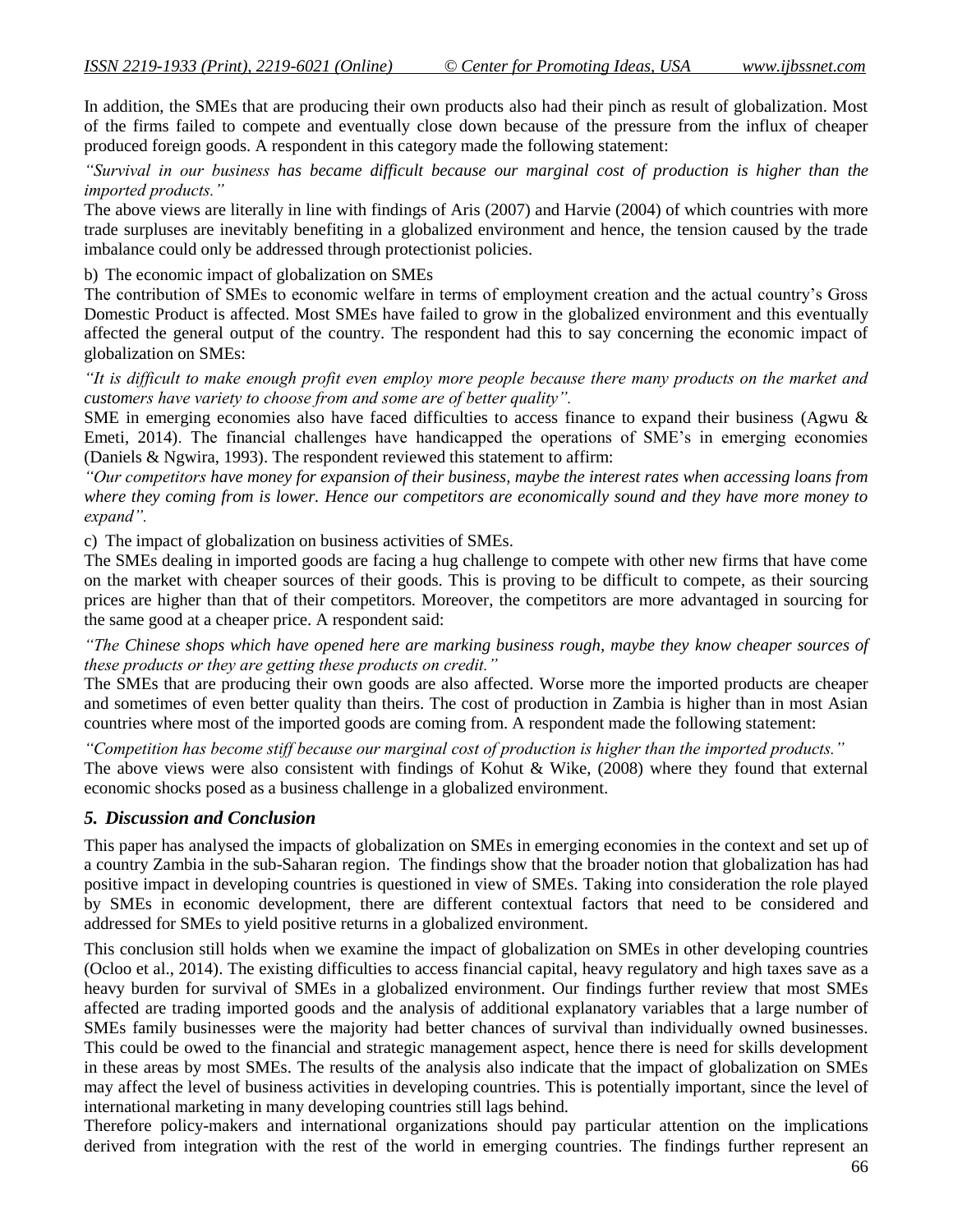In addition, the SMEs that are producing their own products also had their pinch as result of globalization. Most of the firms failed to compete and eventually close down because of the pressure from the influx of cheaper produced foreign goods. A respondent in this category made the following statement:

*"Survival in our business has became difficult because our marginal cost of production is higher than the imported products."*

The above views are literally in line with findings of Aris (2007) and Harvie (2004) of which countries with more trade surpluses are inevitably benefiting in a globalized environment and hence, the tension caused by the trade imbalance could only be addressed through protectionist policies.

b) The economic impact of globalization on SMEs

The contribution of SMEs to economic welfare in terms of employment creation and the actual country's Gross Domestic Product is affected. Most SMEs have failed to grow in the globalized environment and this eventually affected the general output of the country. The respondent had this to say concerning the economic impact of globalization on SMEs:

*"It is difficult to make enough profit even employ more people because there many products on the market and customers have variety to choose from and some are of better quality".*

SME in emerging economies also have faced difficulties to access finance to expand their business (Agwu & Emeti, 2014). The financial challenges have handicapped the operations of SME's in emerging economies (Daniels & Ngwira, 1993). The respondent reviewed this statement to affirm:

*"Our competitors have money for expansion of their business, maybe the interest rates when accessing loans from where they coming from is lower. Hence our competitors are economically sound and they have more money to expand".*

c) The impact of globalization on business activities of SMEs.

The SMEs dealing in imported goods are facing a hug challenge to compete with other new firms that have come on the market with cheaper sources of their goods. This is proving to be difficult to compete, as their sourcing prices are higher than that of their competitors. Moreover, the competitors are more advantaged in sourcing for the same good at a cheaper price. A respondent said:

*"The Chinese shops which have opened here are marking business rough, maybe they know cheaper sources of these products or they are getting these products on credit."*

The SMEs that are producing their own goods are also affected. Worse more the imported products are cheaper and sometimes of even better quality than theirs. The cost of production in Zambia is higher than in most Asian countries where most of the imported goods are coming from. A respondent made the following statement:

*"Competition has become stiff because our marginal cost of production is higher than the imported products."*

The above views were also consistent with findings of Kohut & Wike, (2008) where they found that external economic shocks posed as a business challenge in a globalized environment.

## *5. Discussion and Conclusion*

This paper has analysed the impacts of globalization on SMEs in emerging economies in the context and set up of a country Zambia in the sub-Saharan region. The findings show that the broader notion that globalization has had positive impact in developing countries is questioned in view of SMEs. Taking into consideration the role played by SMEs in economic development, there are different contextual factors that need to be considered and addressed for SMEs to yield positive returns in a globalized environment.

This conclusion still holds when we examine the impact of globalization on SMEs in other developing countries (Ocloo et al., 2014). The existing difficulties to access financial capital, heavy regulatory and high taxes save as a heavy burden for survival of SMEs in a globalized environment. Our findings further review that most SMEs affected are trading imported goods and the analysis of additional explanatory variables that a large number of SMEs family businesses were the majority had better chances of survival than individually owned businesses. This could be owed to the financial and strategic management aspect, hence there is need for skills development in these areas by most SMEs. The results of the analysis also indicate that the impact of globalization on SMEs may affect the level of business activities in developing countries. This is potentially important, since the level of international marketing in many developing countries still lags behind.

Therefore policy-makers and international organizations should pay particular attention on the implications derived from integration with the rest of the world in emerging countries. The findings further represent an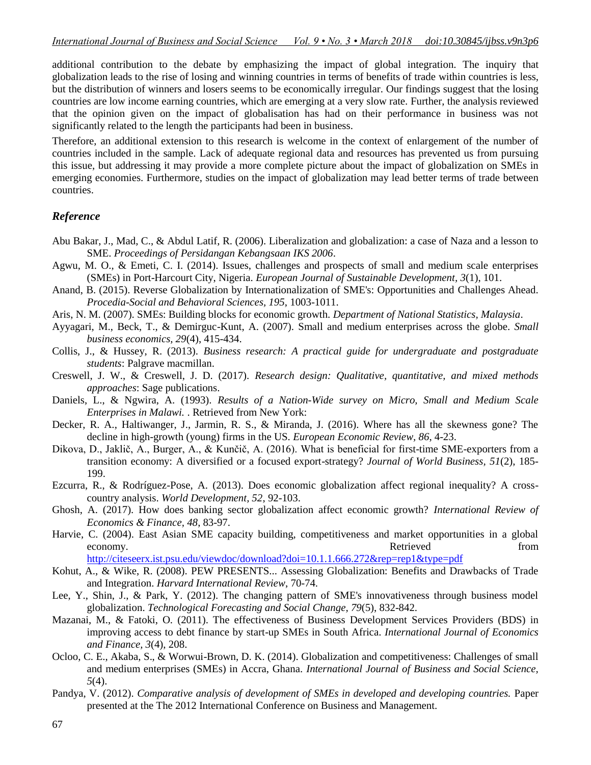additional contribution to the debate by emphasizing the impact of global integration. The inquiry that globalization leads to the rise of losing and winning countries in terms of benefits of trade within countries is less, but the distribution of winners and losers seems to be economically irregular. Our findings suggest that the losing countries are low income earning countries, which are emerging at a very slow rate. Further, the analysis reviewed that the opinion given on the impact of globalisation has had on their performance in business was not significantly related to the length the participants had been in business.

Therefore, an additional extension to this research is welcome in the context of enlargement of the number of countries included in the sample. Lack of adequate regional data and resources has prevented us from pursuing this issue, but addressing it may provide a more complete picture about the impact of globalization on SMEs in emerging economies. Furthermore, studies on the impact of globalization may lead better terms of trade between countries.

## *Reference*

Abu Bakar, J., Mad, C., & Abdul Latif, R. (2006). Liberalization and globalization: a case of Naza and a lesson to SME. *Proceedings of Persidangan Kebangsaan IKS 2006*.

Agwu, M. O., & Emeti, C. I. (2014). Issues, challenges and prospects of small and medium scale enterprises (SMEs) in Port-Harcourt City, Nigeria. *European Journal of Sustainable Development, 3*(1), 101.

Anand, B. (2015). Reverse Globalization by Internationalization of SME's: Opportunities and Challenges Ahead. *Procedia-Social and Behavioral Sciences, 195*, 1003-1011.

Aris, N. M. (2007). SMEs: Building blocks for economic growth. *Department of National Statistics, Malaysia*.

Ayyagari, M., Beck, T., & Demirguc-Kunt, A. (2007). Small and medium enterprises across the globe. *Small business economics, 29*(4), 415-434.

Collis, J., & Hussey, R. (2013). *Business research: A practical guide for undergraduate and postgraduate students*: Palgrave macmillan.

Creswell, J. W., & Creswell, J. D. (2017). *Research design: Qualitative, quantitative, and mixed methods approaches*: Sage publications.

Daniels, L., & Ngwira, A. (1993). *Results of a Nation-Wide survey on Micro, Small and Medium Scale Enterprises in Malawi.* . Retrieved from New York:

Decker, R. A., Haltiwanger, J., Jarmin, R. S., & Miranda, J. (2016). Where has all the skewness gone? The decline in high-growth (young) firms in the US. *European Economic Review, 86*, 4-23.

Dikova, D., Jaklič, A., Burger, A., & Kunčič, A. (2016). What is beneficial for first-time SME-exporters from a transition economy: A diversified or a focused export-strategy? *Journal of World Business, 51*(2), 185-199.

Ezcurra, R., & Rodríguez-Pose, A. (2013). Does economic globalization affect regional inequality? A cross-country analysis. *World Development, 52*, 92-103.

Ghosh, A. (2017). How does banking sector globalization affect economic growth? *International Review of Economics & Finance, 48*, 83-97.

Harvie, C. (2004). East Asian SME capacity building, competitiveness and market opportunities in a global economy. Retrieved from http://citeseerx.ist.psu.edu/viewdoc/download?doi=10.1.1.666.272&rep=rep1&type=pdf

Kohut, A., & Wike, R. (2008). PEW PRESENTS... Assessing Globalization: Benefits and Drawbacks of Trade and Integration. *Harvard International Review*, 70-74.

Lee, Y., Shin, J., & Park, Y. (2012). The changing pattern of SME's innovativeness through business model globalization. *Technological Forecasting and Social Change, 79*(5), 832-842.

Mazanai, M., & Fatoki, O. (2011). The effectiveness of Business Development Services Providers (BDS) in improving access to debt finance by start-up SMEs in South Africa. *International Journal of Economics and Finance, 3*(4), 208.

Ocloo, C. E., Akaba, S., & Worwui-Brown, D. K. (2014). Globalization and competitiveness: Challenges of small and medium enterprises (SMEs) in Accra, Ghana. *International Journal of Business and Social Science, 5*(4).

Pandya, V. (2012). *Comparative analysis of development of SMEs in developed and developing countries.* Paper presented at the The 2012 International Conference on Business and Management.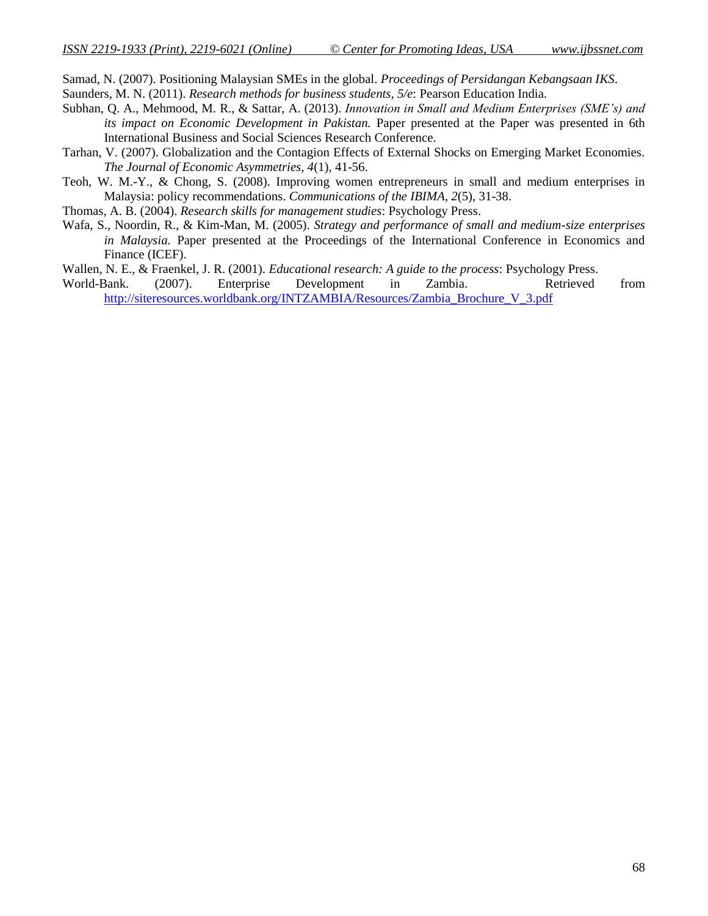Samad, N. (2007). Positioning Malaysian SMEs in the global. *Proceedings of Persidangan Kebangsaan IKS*.

Saunders, M. N. (2011). *Research methods for business students, 5/e*: Pearson Education India.

Subhan, Q. A., Mehmood, M. R., & Sattar, A. (2013). *Innovation in Small and Medium Enterprises (SME's) and its impact on Economic Development in Pakistan.* Paper presented at the Paper was presented in 6th International Business and Social Sciences Research Conference.

Tarhan, V. (2007). Globalization and the Contagion Effects of External Shocks on Emerging Market Economies. *The Journal of Economic Asymmetries, 4*(1), 41-56.

Teoh, W. M.-Y., & Chong, S. (2008). Improving women entrepreneurs in small and medium enterprises in Malaysia: policy recommendations. *Communications of the IBIMA, 2*(5), 31-38.

Thomas, A. B. (2004). *Research skills for management studies*: Psychology Press.

Wafa, S., Noordin, R., & Kim-Man, M. (2005). *Strategy and performance of small and medium-size enterprises in Malaysia.* Paper presented at the Proceedings of the International Conference in Economics and Finance (ICEF).

Wallen, N. E., & Fraenkel, J. R. (2001). *Educational research: A guide to the process*: Psychology Press.

World-Bank. (2007). Enterprise Development in Zambia. Retrieved from http://siteresources.worldbank.org/INTZAMBIA/Resources/Zambia_Brochure_V_3.pdf